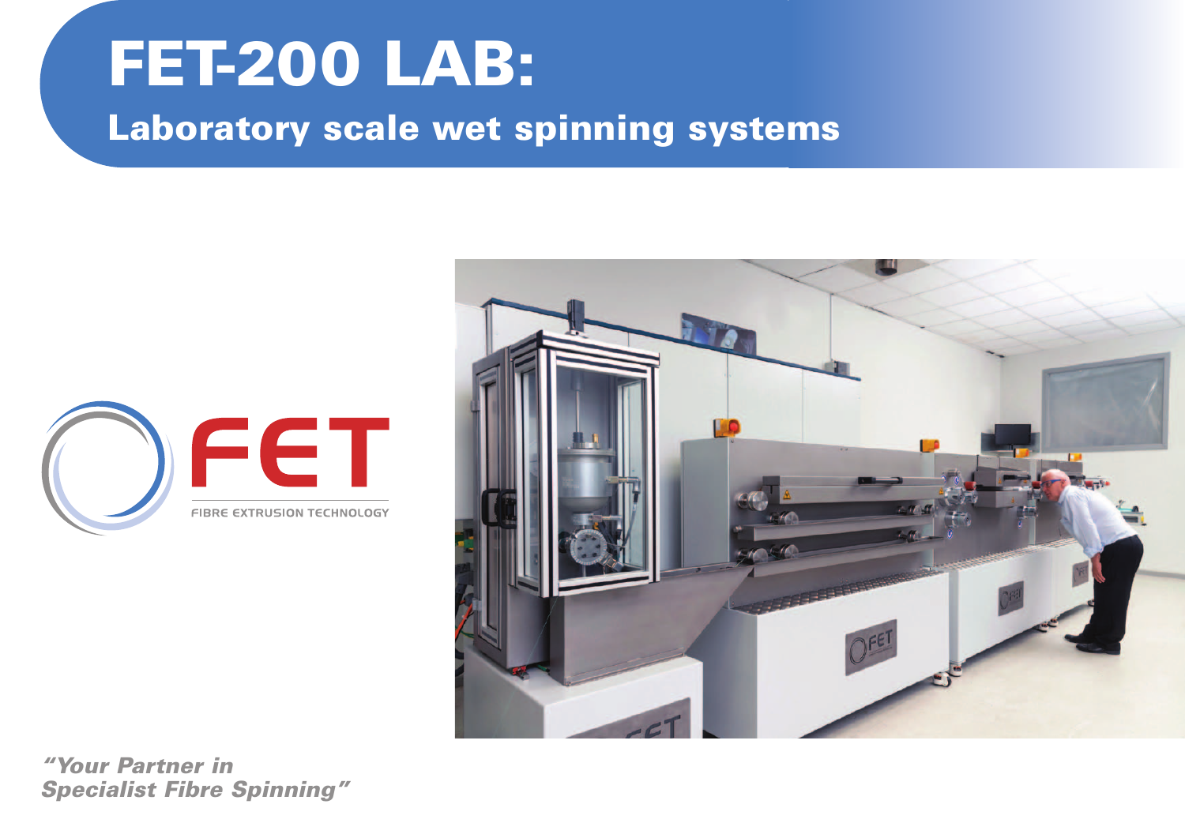# FET-200 LAB:

## Laboratory scale wet spinning systems

FET

FIBRE EXTRUSION TECHNOLOGY

***"Your Partner in Specialist Fibre Spinning"***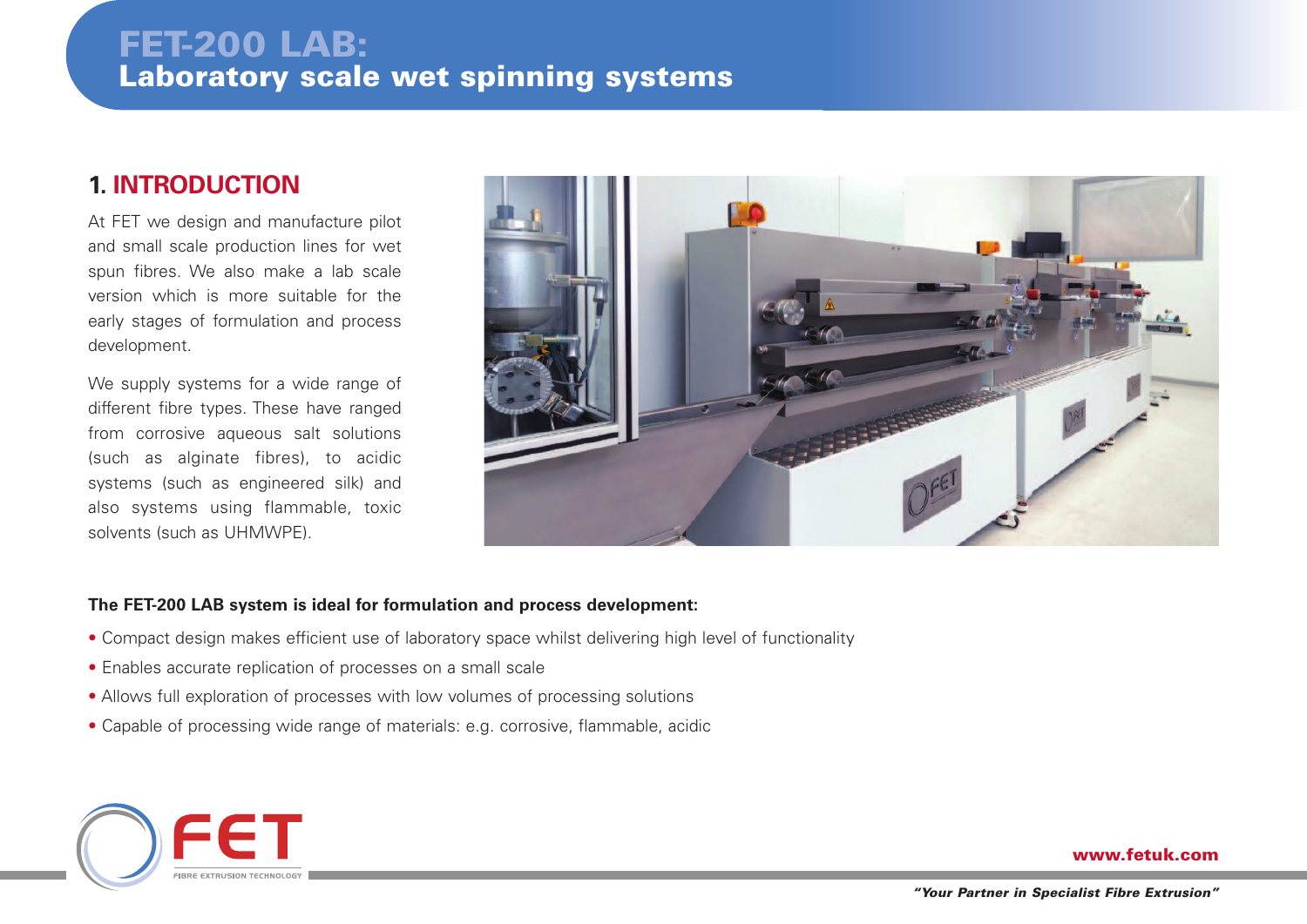# FET-200 LAB:
## Laboratory scale wet spinning systems

## 1. INTRODUCTION

At FET we design and manufacture pilot and small scale production lines for wet spun fibres. We also make a lab scale version which is more suitable for the early stages of formulation and process development.

We supply systems for a wide range of different fibre types. These have ranged from corrosive aqueous salt solutions (such as alginate fibres), to acidic systems (such as engineered silk) and also systems using flammable, toxic solvents (such as UHMWPE).

**The FET-200 LAB system is ideal for formulation and process development:**

- Compact design makes efficient use of laboratory space whilst delivering high level of functionality
- Enables accurate replication of processes on a small scale
- Allows full exploration of processes with low volumes of processing solutions
- Capable of processing wide range of materials: e.g. corrosive, flammable, acidic

FET FIBRE EXTRUSION TECHNOLOGY

www.fetuk.com

*"Your Partner in Specialist Fibre Extrusion"*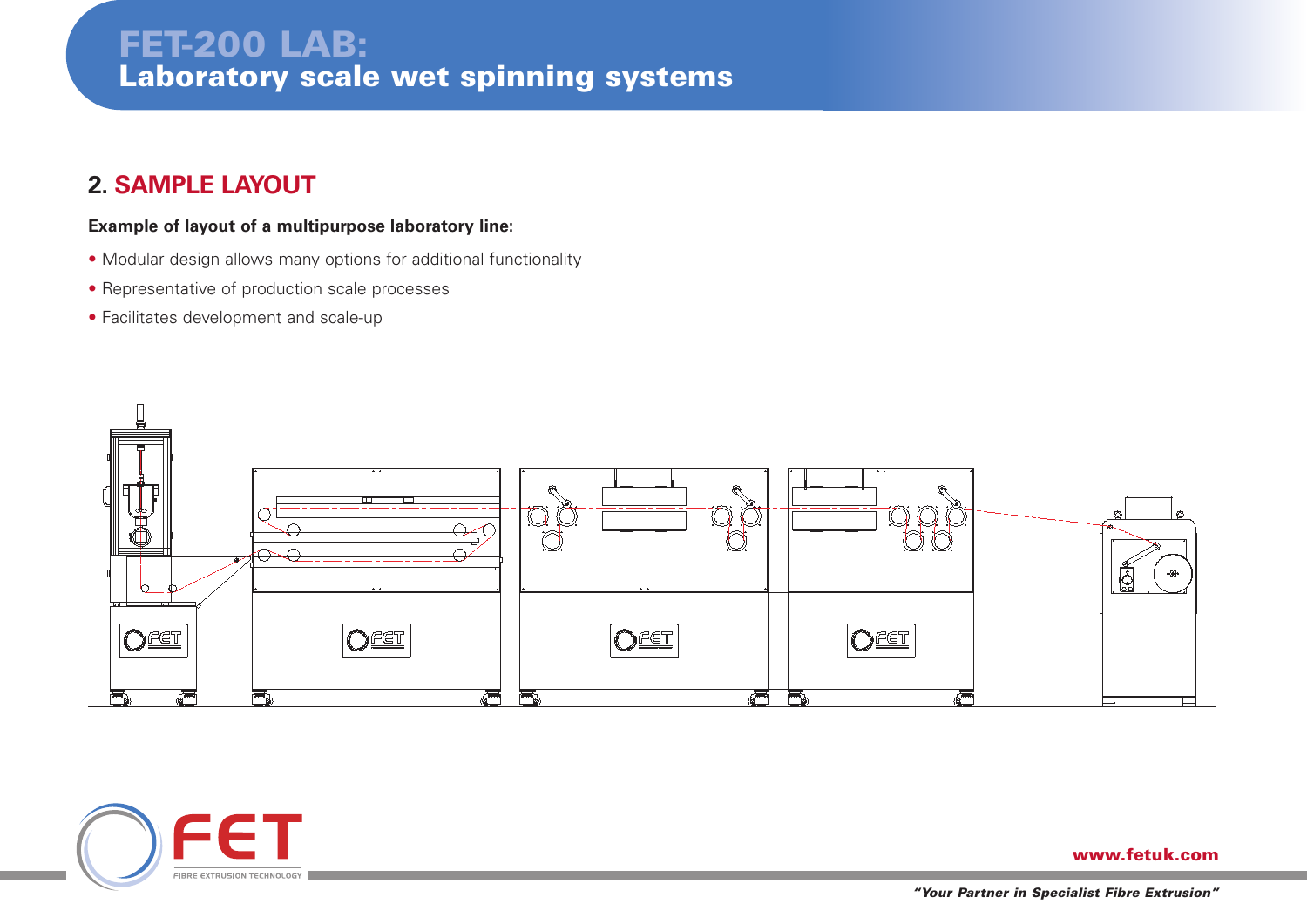## 2. SAMPLE LAYOUT

**Example of layout of a multipurpose laboratory line:**

- Modular design allows many options for additional functionality
- Representative of production scale processes
- Facilitates development and scale-up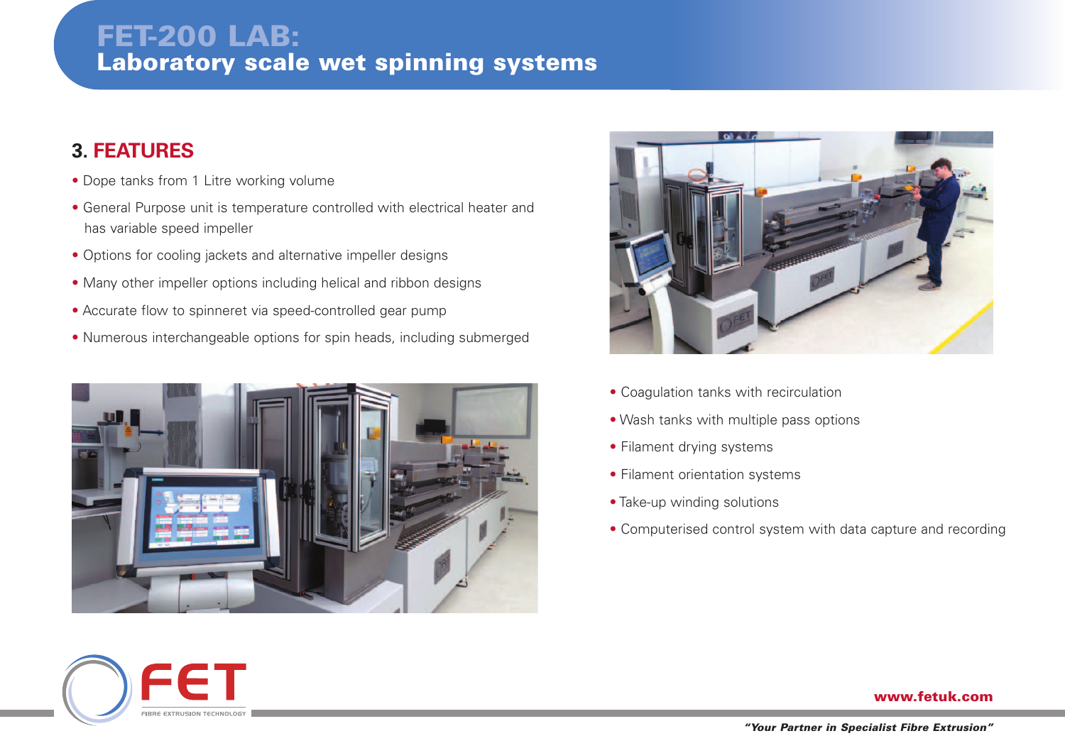# FET-200 LAB:
## Laboratory scale wet spinning systems

### 3. FEATURES

- Dope tanks from 1 Litre working volume
- General Purpose unit is temperature controlled with electrical heater and has variable speed impeller
- Options for cooling jackets and alternative impeller designs
- Many other impeller options including helical and ribbon designs
- Accurate flow to spinneret via speed-controlled gear pump
- Numerous interchangeable options for spin heads, including submerged
- Coagulation tanks with recirculation
- Wash tanks with multiple pass options
- Filament drying systems
- Filament orientation systems
- Take-up winding solutions
- Computerised control system with data capture and recording

FET FIBRE EXTRUSION TECHNOLOGY

www.fetuk.com

*"Your Partner in Specialist Fibre Extrusion"*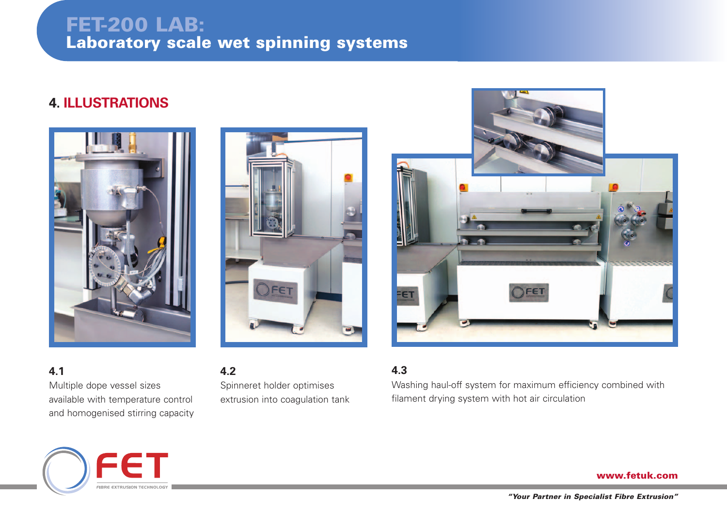# FET-200 LAB:
## Laboratory scale wet spinning systems

## 4. ILLUSTRATIONS

**4.1**
Multiple dope vessel sizes available with temperature control and homogenised stirring capacity

**4.2**
Spinneret holder optimises extrusion into coagulation tank

**4.3**
Washing haul-off system for maximum efficiency combined with filament drying system with hot air circulation

FET
FIBRE EXTRUSION TECHNOLOGY

www.fetuk.com

*"Your Partner in Specialist Fibre Extrusion"*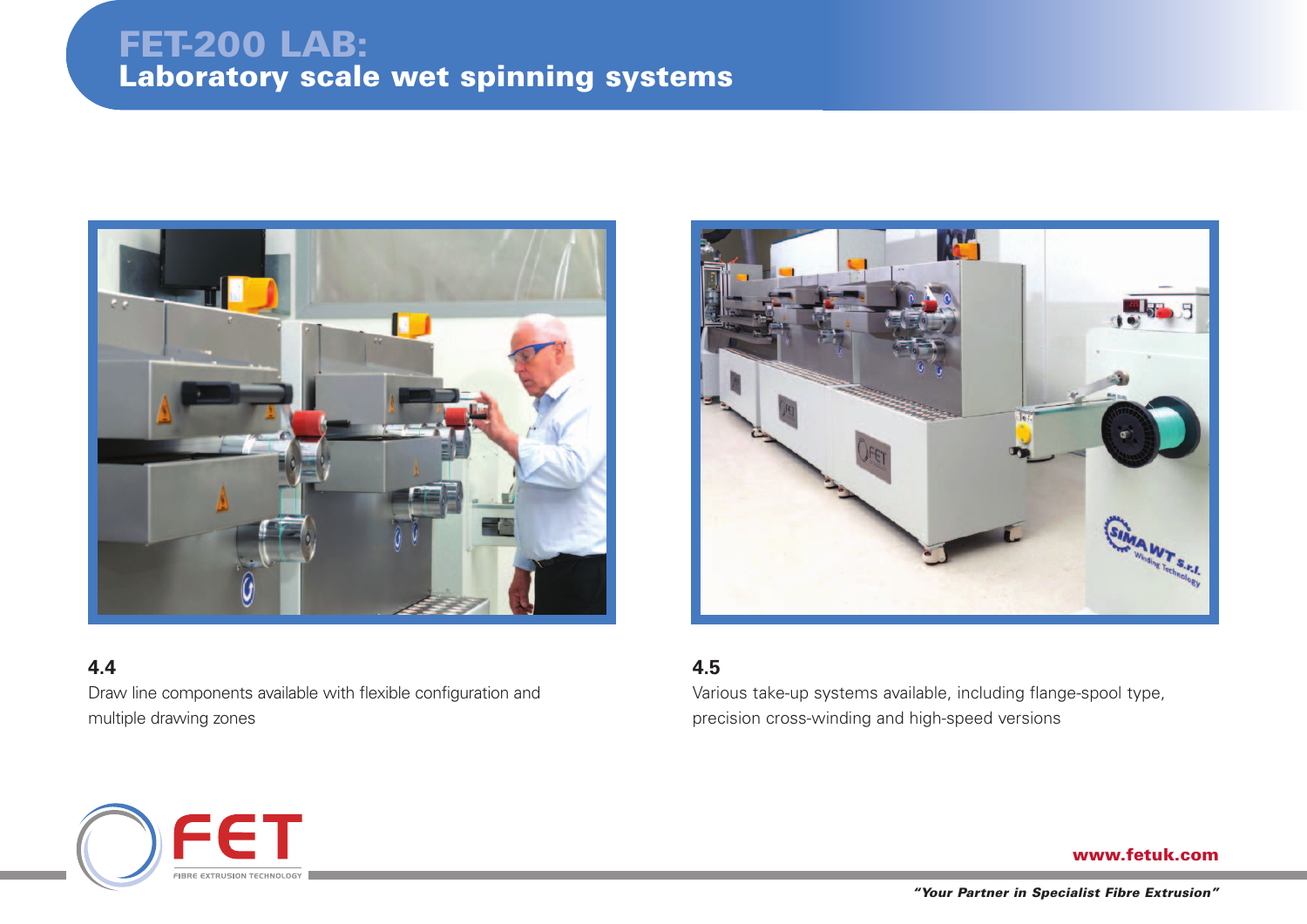# FET-200 LAB:
## Laboratory scale wet spinning systems

**4.4**
Draw line components available with flexible configuration and multiple drawing zones

**4.5**
Various take-up systems available, including flange-spool type, precision cross-winding and high-speed versions

www.fetuk.com

*"Your Partner in Specialist Fibre Extrusion"*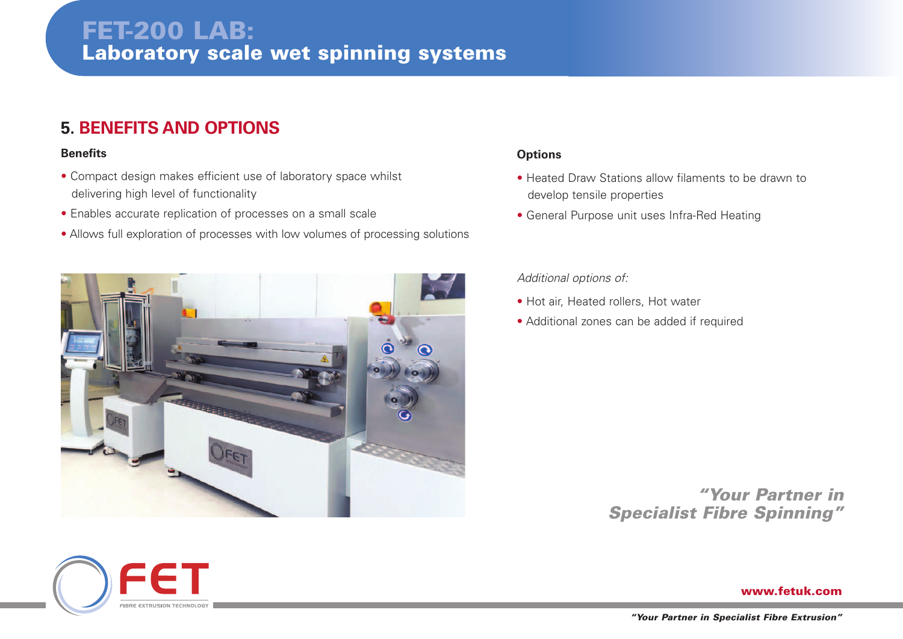# FET-200 LAB:
## Laboratory scale wet spinning systems

## 5. BENEFITS AND OPTIONS

**Benefits**

- Compact design makes efficient use of laboratory space whilst delivering high level of functionality
- Enables accurate replication of processes on a small scale
- Allows full exploration of processes with low volumes of processing solutions

**Options**

- Heated Draw Stations allow filaments to be drawn to develop tensile properties
- General Purpose unit uses Infra-Red Heating

*Additional options of:*

- Hot air, Heated rollers, Hot water
- Additional zones can be added if required

***"Your Partner in Specialist Fibre Spinning"***

FET
FIBRE EXTRUSION TECHNOLOGY

**www.fetuk.com**

***"Your Partner in Specialist Fibre Extrusion"***